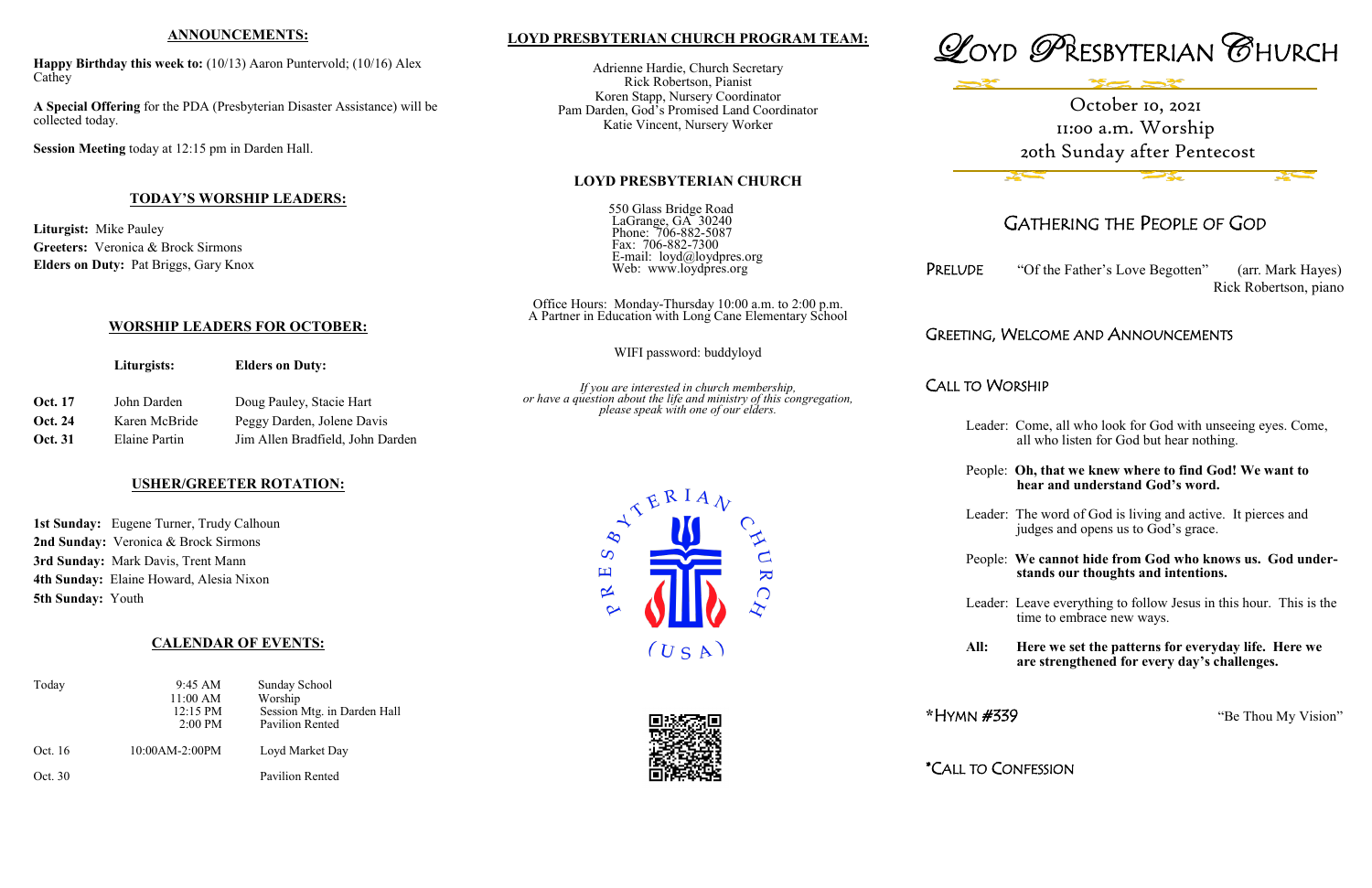## ANNOUNCEMENTS:

**Happy Birthday this week to:** (10/13) Aaron Puntervold; (10/16) Alex Cathey

**A Special Offering** for the PDA (Presbyterian Disaster Assistance) will be collected today.

**Session Meeting** today at 12:15 pm in Darden Hall.

## TODAY'S WORSHIP LEADERS:

**Liturgist:** Mike Pauley
**Greeters:** Veronica & Brock Sirmons
**Elders on Duty:** Pat Briggs, Gary Knox

## WORSHIP LEADERS FOR OCTOBER:

| | Liturgists: | Elders on Duty: |
|---|---|---|
| **Oct. 17** | John Darden | Doug Pauley, Stacie Hart |
| **Oct. 24** | Karen McBride | Peggy Darden, Jolene Davis |
| **Oct. 31** | Elaine Partin | Jim Allen Bradfield, John Darden |

## USHER/GREETER ROTATION:

**1st Sunday:** Eugene Turner, Trudy Calhoun
**2nd Sunday:** Veronica & Brock Sirmons
**3rd Sunday:** Mark Davis, Trent Mann
**4th Sunday:** Elaine Howard, Alesia Nixon
**5th Sunday:** Youth

## CALENDAR OF EVENTS:

| | | |
|---|---|---|
| Today | 9:45 AM | Sunday School |
| | 11:00 AM | Worship |
| | 12:15 PM | Session Mtg. in Darden Hall |
| | 2:00 PM | Pavilion Rented |
| Oct. 16 | 10:00AM-2:00PM | Loyd Market Day |
| Oct. 30 | | Pavilion Rented |

## LOYD PRESBYTERIAN CHURCH PROGRAM TEAM:

Adrienne Hardie, Church Secretary
Rick Robertson, Pianist
Koren Stapp, Nursery Coordinator
Pam Darden, God's Promised Land Coordinator
Katie Vincent, Nursery Worker

## LOYD PRESBYTERIAN CHURCH

550 Glass Bridge Road
LaGrange, GA 30240
Phone: 706-882-5087
Fax: 706-882-7300
E-mail: loyd@loydpres.org
Web: www.loydpres.org

Office Hours: Monday-Thursday 10:00 a.m. to 2:00 p.m.
A Partner in Education with Long Cane Elementary School

WIFI password: buddyloyd

*If you are interested in church membership, or have a question about the life and ministry of this congregation, please speak with one of our elders.*

PRESBYTERIAN CHURCH (USA)

# LOYD PRESBYTERIAN CHURCH

October 10, 2021
11:00 a.m. Worship
20th Sunday after Pentecost

## GATHERING THE PEOPLE OF GOD

PRELUDE "Of the Father's Love Begotten" (arr. Mark Hayes)
Rick Robertson, piano

GREETING, WELCOME AND ANNOUNCEMENTS

CALL TO WORSHIP

Leader: Come, all who look for God with unseeing eyes. Come, all who listen for God but hear nothing.

People: **Oh, that we knew where to find God! We want to hear and understand God's word.**

Leader: The word of God is living and active. It pierces and judges and opens us to God's grace.

People: **We cannot hide from God who knows us. God understands our thoughts and intentions.**

Leader: Leave everything to follow Jesus in this hour. This is the time to embrace new ways.

**All: Here we set the patterns for everyday life. Here we are strengthened for every day's challenges.**

*HYMN #339 "Be Thou My Vision"

*CALL TO CONFESSION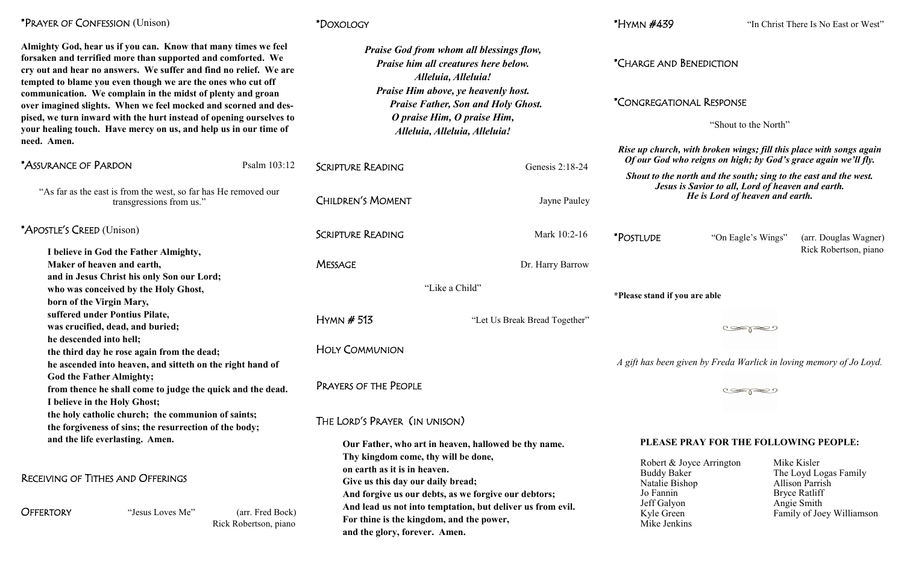## *Prayer of Confession (Unison)

**Almighty God, hear us if you can. Know that many times we feel forsaken and terrified more than supported and comforted. We cry out and hear no answers. We suffer and find no relief. We are tempted to blame you even though we are the ones who cut off communication. We complain in the midst of plenty and groan over imagined slights. When we feel mocked and scorned and despised, we turn inward with the hurt instead of opening ourselves to your healing touch. Have mercy on us, and help us in our time of need. Amen.**

## *Assurance of Pardon — Psalm 103:12

"As far as the east is from the west, so far has He removed our transgressions from us."

## *Apostle's Creed (Unison)

**I believe in God the Father Almighty,**
**Maker of heaven and earth,**
**and in Jesus Christ his only Son our Lord;**
**who was conceived by the Holy Ghost,**
**born of the Virgin Mary,**
**suffered under Pontius Pilate,**
**was crucified, dead, and buried;**
**he descended into hell;**
**the third day he rose again from the dead;**
**he ascended into heaven, and sitteth on the right hand of God the Father Almighty;**
**from thence he shall come to judge the quick and the dead.**
**I believe in the Holy Ghost;**
**the holy catholic church; the communion of saints;**
**the forgiveness of sins; the resurrection of the body;**
**and the life everlasting. Amen.**

## Receiving of Tithes and Offerings

**Offertory** — "Jesus Loves Me" (arr. Fred Bock)
Rick Robertson, piano

## *Doxology

***Praise God from whom all blessings flow,***
***Praise him all creatures here below.***
***Alleluia, Alleluia!***
***Praise Him above, ye heavenly host.***
***Praise Father, Son and Holy Ghost.***
***O praise Him, O praise Him,***
***Alleluia, Alleluia, Alleluia!***

**Scripture Reading** — Genesis 2:18-24

**Children's Moment** — Jayne Pauley

**Scripture Reading** — Mark 10:2-16

**Message** — Dr. Harry Barrow

"Like a Child"

**Hymn # 513** — "Let Us Break Bread Together"

**Holy Communion**

**Prayers of the People**

## The Lord's Prayer (in unison)

**Our Father, who art in heaven, hallowed be thy name.**
**Thy kingdom come, thy will be done,**
**on earth as it is in heaven.**
**Give us this day our daily bread;**
**And forgive us our debts, as we forgive our debtors;**
**And lead us not into temptation, but deliver us from evil.**
**For thine is the kingdom, and the power,**
**and the glory, forever. Amen.**

**\*Hymn #439** — "In Christ There Is No East or West"

## *Charge and Benediction

## *Congregational Response

"Shout to the North"

***Rise up church, with broken wings; fill this place with songs again***
***Of our God who reigns on high; by God's grace again we'll fly.***

***Shout to the north and the south; sing to the east and the west.***
***Jesus is Savior to all, Lord of heaven and earth.***
***He is Lord of heaven and earth.***

**\*Postlude** — "On Eagle's Wings" (arr. Douglas Wagner)
Rick Robertson, piano

**\*Please stand if you are able**

*A gift has been given by Freda Warlick in loving memory of Jo Loyd.*

### PLEASE PRAY FOR THE FOLLOWING PEOPLE:

- Robert & Joyce Arrington
- Buddy Baker
- Natalie Bishop
- Jo Fannin
- Jeff Galyon
- Kyle Green
- Mike Jenkins
- Mike Kisler
- The Loyd Logas Family
- Allison Parrish
- Bryce Ratliff
- Angie Smith
- Family of Joey Williamson